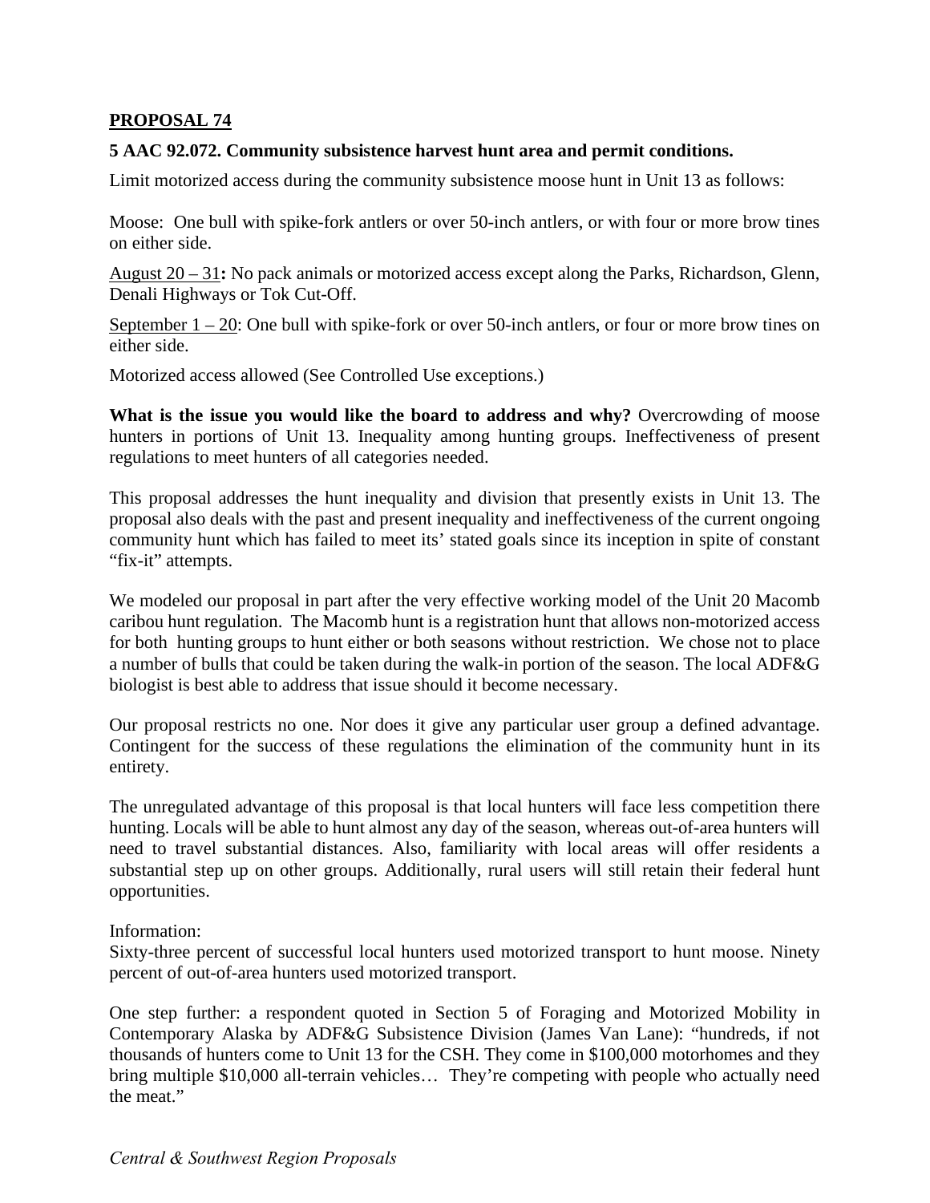## PROPOSAL 74

**5 AAC 92.072. Community subsistence harvest hunt area and permit conditions.**

Limit motorized access during the community subsistence moose hunt in Unit 13 as follows:

Moose: One bull with spike-fork antlers or over 50-inch antlers, or with four or more brow tines on either side.

<u>August 20 – 31</u>**:** No pack animals or motorized access except along the Parks, Richardson, Glenn, Denali Highways or Tok Cut-Off.

<u>September 1 – 20</u>: One bull with spike-fork or over 50-inch antlers, or four or more brow tines on either side.

Motorized access allowed (See Controlled Use exceptions.)

**What is the issue you would like the board to address and why?** Overcrowding of moose hunters in portions of Unit 13. Inequality among hunting groups. Ineffectiveness of present regulations to meet hunters of all categories needed.

This proposal addresses the hunt inequality and division that presently exists in Unit 13. The proposal also deals with the past and present inequality and ineffectiveness of the current ongoing community hunt which has failed to meet its' stated goals since its inception in spite of constant "fix-it" attempts.

We modeled our proposal in part after the very effective working model of the Unit 20 Macomb caribou hunt regulation. The Macomb hunt is a registration hunt that allows non-motorized access for both hunting groups to hunt either or both seasons without restriction. We chose not to place a number of bulls that could be taken during the walk-in portion of the season. The local ADF&G biologist is best able to address that issue should it become necessary.

Our proposal restricts no one. Nor does it give any particular user group a defined advantage. Contingent for the success of these regulations the elimination of the community hunt in its entirety.

The unregulated advantage of this proposal is that local hunters will face less competition there hunting. Locals will be able to hunt almost any day of the season, whereas out-of-area hunters will need to travel substantial distances. Also, familiarity with local areas will offer residents a substantial step up on other groups. Additionally, rural users will still retain their federal hunt opportunities.

Information:
Sixty-three percent of successful local hunters used motorized transport to hunt moose. Ninety percent of out-of-area hunters used motorized transport.

One step further: a respondent quoted in Section 5 of Foraging and Motorized Mobility in Contemporary Alaska by ADF&G Subsistence Division (James Van Lane): "hundreds, if not thousands of hunters come to Unit 13 for the CSH. They come in $100,000 motorhomes and they bring multiple $10,000 all-terrain vehicles… They're competing with people who actually need the meat."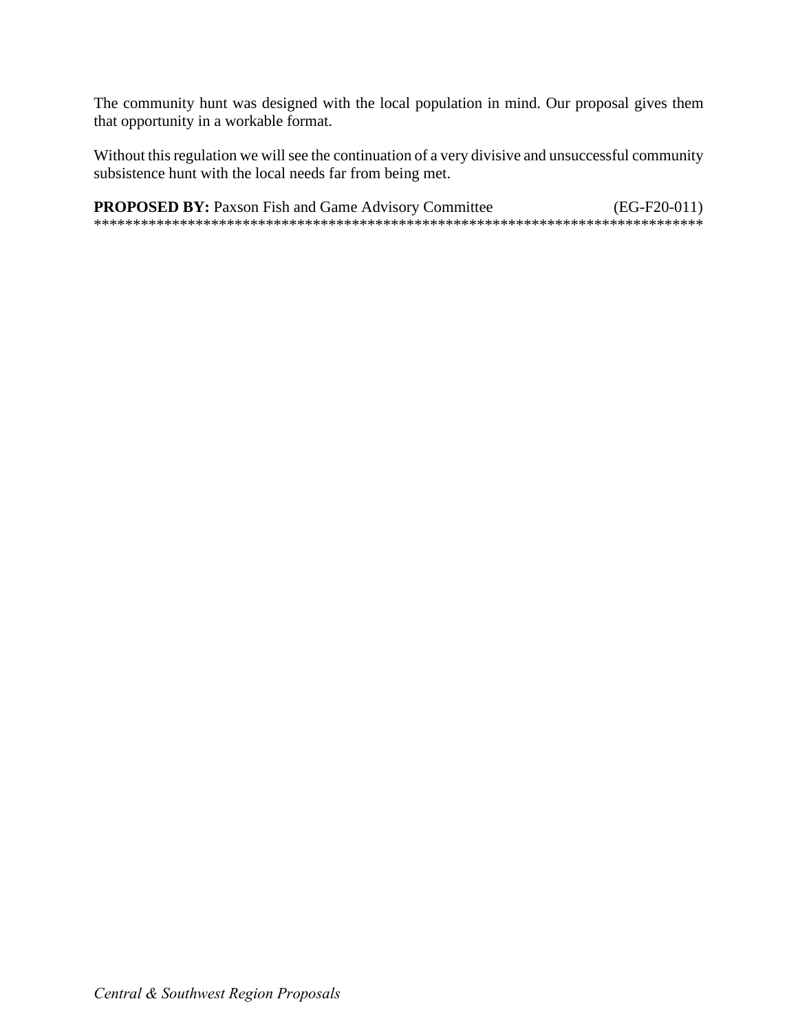The community hunt was designed with the local population in mind. Our proposal gives them that opportunity in a workable format.

Without this regulation we will see the continuation of a very divisive and unsuccessful community subsistence hunt with the local needs far from being met.

**PROPOSED BY:** Paxson Fish and Game Advisory Committee (EG-F20-011)
******************************************************************************